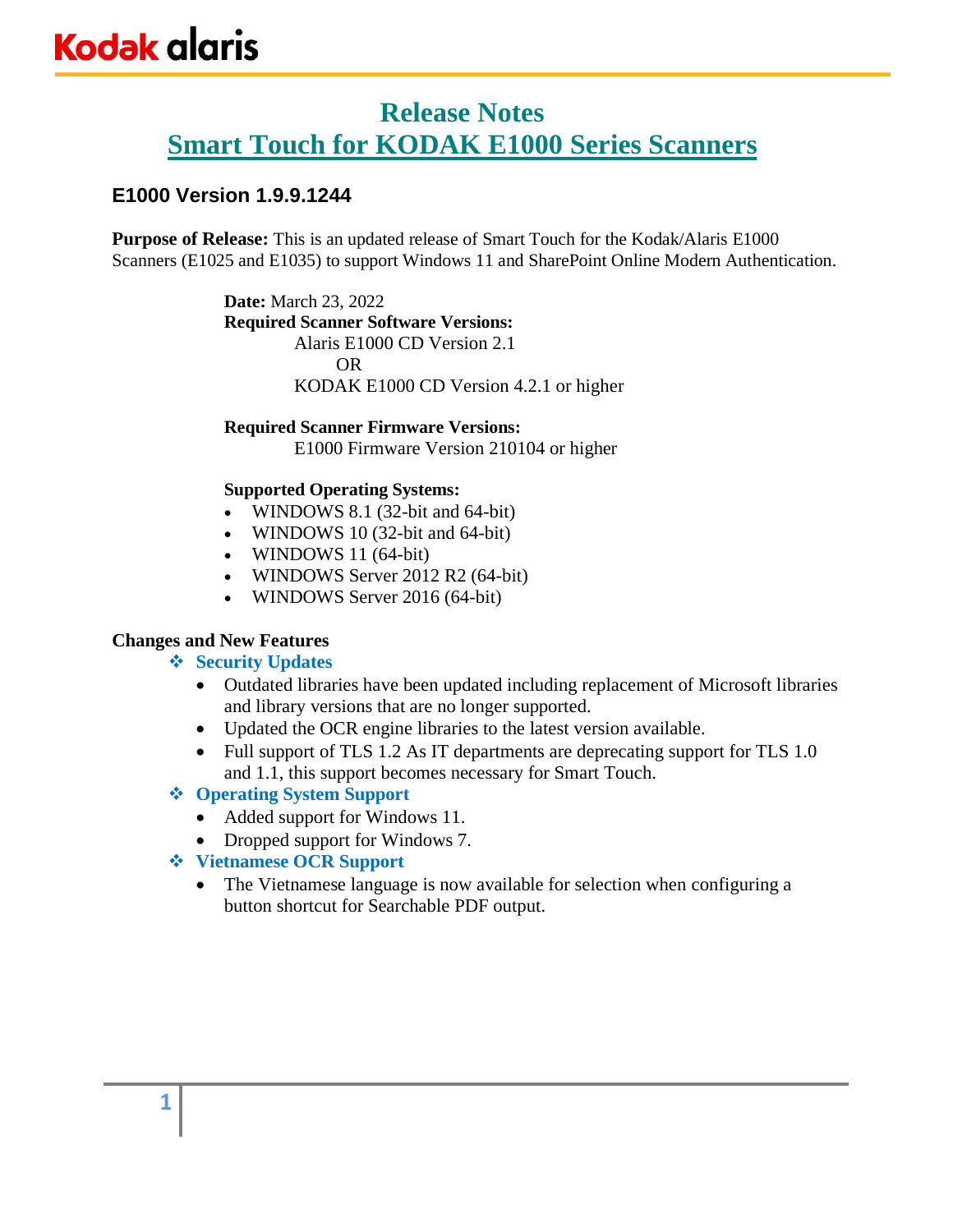# Release Notes

# Smart Touch for KODAK E1000 Series Scanners

## E1000 Version 1.9.9.1244

**Purpose of Release:** This is an updated release of Smart Touch for the Kodak/Alaris E1000 Scanners (E1025 and E1035) to support Windows 11 and SharePoint Online Modern Authentication.

**Date:** March 23, 2022

**Required Scanner Software Versions:**

Alaris E1000 CD Version 2.1

OR

KODAK E1000 CD Version 4.2.1 or higher

**Required Scanner Firmware Versions:**

E1000 Firmware Version 210104 or higher

**Supported Operating Systems:**

- WINDOWS 8.1 (32-bit and 64-bit)
- WINDOWS 10 (32-bit and 64-bit)
- WINDOWS 11 (64-bit)
- WINDOWS Server 2012 R2 (64-bit)
- WINDOWS Server 2016 (64-bit)

### Changes and New Features

- **Security Updates**
  - Outdated libraries have been updated including replacement of Microsoft libraries and library versions that are no longer supported.
  - Updated the OCR engine libraries to the latest version available.
  - Full support of TLS 1.2 As IT departments are deprecating support for TLS 1.0 and 1.1, this support becomes necessary for Smart Touch.
- **Operating System Support**
  - Added support for Windows 11.
  - Dropped support for Windows 7.
- **Vietnamese OCR Support**
  - The Vietnamese language is now available for selection when configuring a button shortcut for Searchable PDF output.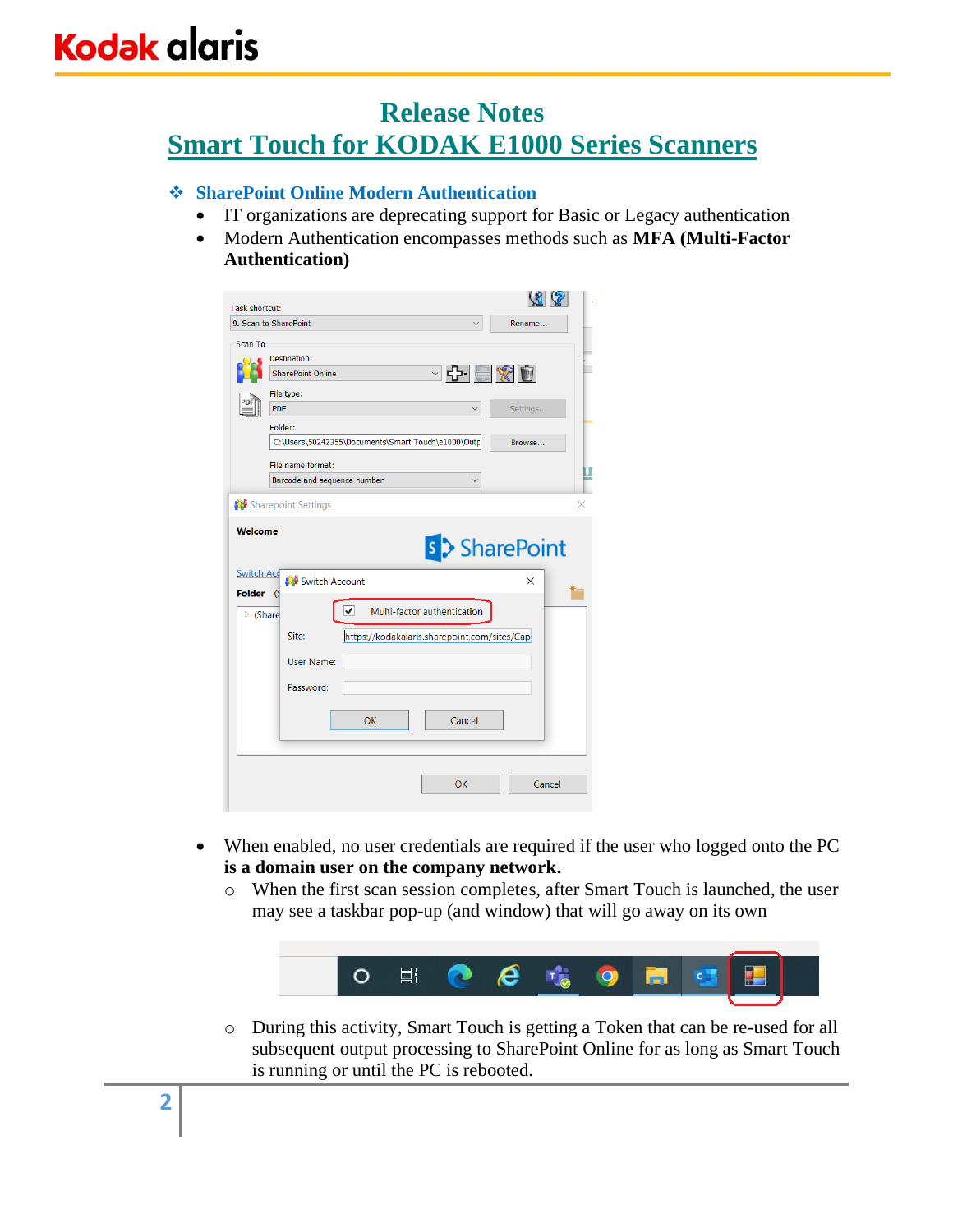# Release Notes
# Smart Touch for KODAK E1000 Series Scanners

### ❖ SharePoint Online Modern Authentication

- IT organizations are deprecating support for Basic or Legacy authentication
- Modern Authentication encompasses methods such as **MFA (Multi-Factor Authentication)**

- When enabled, no user credentials are required if the user who logged onto the PC **is a domain user on the company network.**
  - When the first scan session completes, after Smart Touch is launched, the user may see a taskbar pop-up (and window) that will go away on its own
  - During this activity, Smart Touch is getting a Token that can be re-used for all subsequent output processing to SharePoint Online for as long as Smart Touch is running or until the PC is rebooted.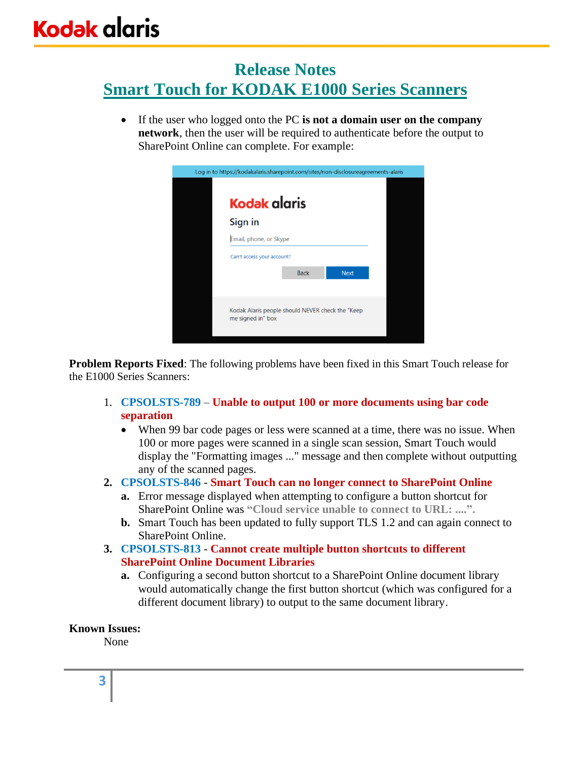# Release Notes
## Smart Touch for KODAK E1000 Series Scanners

- If the user who logged onto the PC **is not a domain user on the company network**, then the user will be required to authenticate before the output to SharePoint Online can complete. For example:

**Problem Reports Fixed**: The following problems have been fixed in this Smart Touch release for the E1000 Series Scanners:

1. **CPSOLSTS-789** – **Unable to output 100 or more documents using bar code separation**
   - When 99 bar code pages or less were scanned at a time, there was no issue. When 100 or more pages were scanned in a single scan session, Smart Touch would display the "Formatting images ..." message and then complete without outputting any of the scanned pages.
2. **CPSOLSTS-846 - Smart Touch can no longer connect to SharePoint Online**
   - **a.** Error message displayed when attempting to configure a button shortcut for SharePoint Online was **"Cloud service unable to connect to URL: ....".**
   - **b.** Smart Touch has been updated to fully support TLS 1.2 and can again connect to SharePoint Online.
3. **CPSOLSTS-813 - Cannot create multiple button shortcuts to different SharePoint Online Document Libraries**
   - **a.** Configuring a second button shortcut to a SharePoint Online document library would automatically change the first button shortcut (which was configured for a different document library) to output to the same document library.

**Known Issues:**

None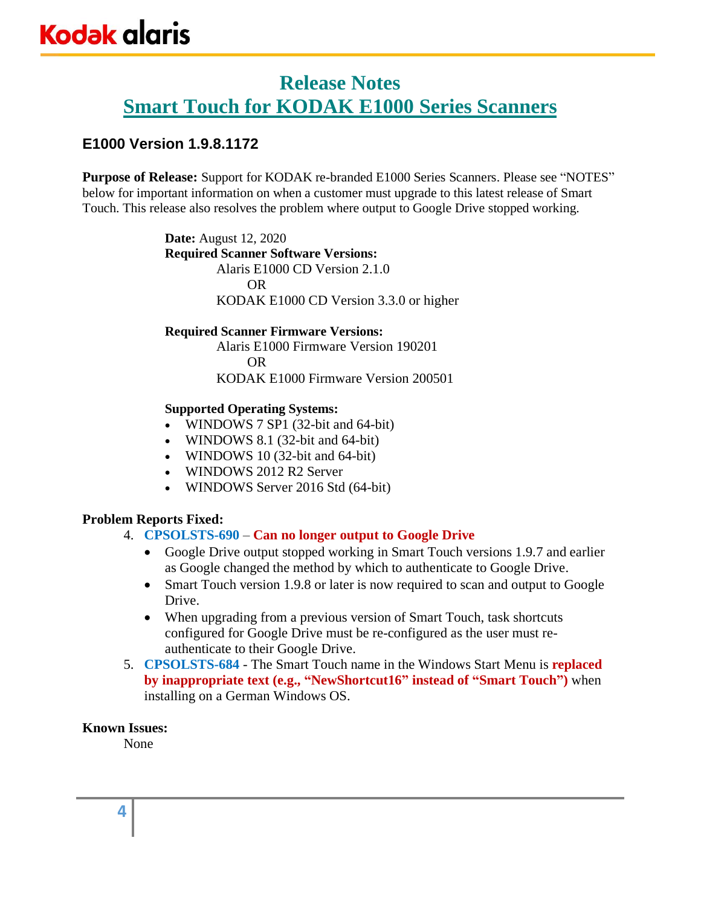# Release Notes

# Smart Touch for KODAK E1000 Series Scanners

## E1000 Version 1.9.8.1172

**Purpose of Release:** Support for KODAK re-branded E1000 Series Scanners. Please see "NOTES" below for important information on when a customer must upgrade to this latest release of Smart Touch. This release also resolves the problem where output to Google Drive stopped working.

**Date:** August 12, 2020

**Required Scanner Software Versions:**

Alaris E1000 CD Version 2.1.0
OR
KODAK E1000 CD Version 3.3.0 or higher

**Required Scanner Firmware Versions:**

Alaris E1000 Firmware Version 190201
OR
KODAK E1000 Firmware Version 200501

**Supported Operating Systems:**

- WINDOWS 7 SP1 (32-bit and 64-bit)
- WINDOWS 8.1 (32-bit and 64-bit)
- WINDOWS 10 (32-bit and 64-bit)
- WINDOWS 2012 R2 Server
- WINDOWS Server 2016 Std (64-bit)

**Problem Reports Fixed:**

4. **CPSOLSTS-690** – **Can no longer output to Google Drive**
   - Google Drive output stopped working in Smart Touch versions 1.9.7 and earlier as Google changed the method by which to authenticate to Google Drive.
   - Smart Touch version 1.9.8 or later is now required to scan and output to Google Drive.
   - When upgrading from a previous version of Smart Touch, task shortcuts configured for Google Drive must be re-configured as the user must re-authenticate to their Google Drive.
5. **CPSOLSTS-684** - The Smart Touch name in the Windows Start Menu is **replaced by inappropriate text (e.g., "NewShortcut16" instead of "Smart Touch")** when installing on a German Windows OS.

**Known Issues:**

None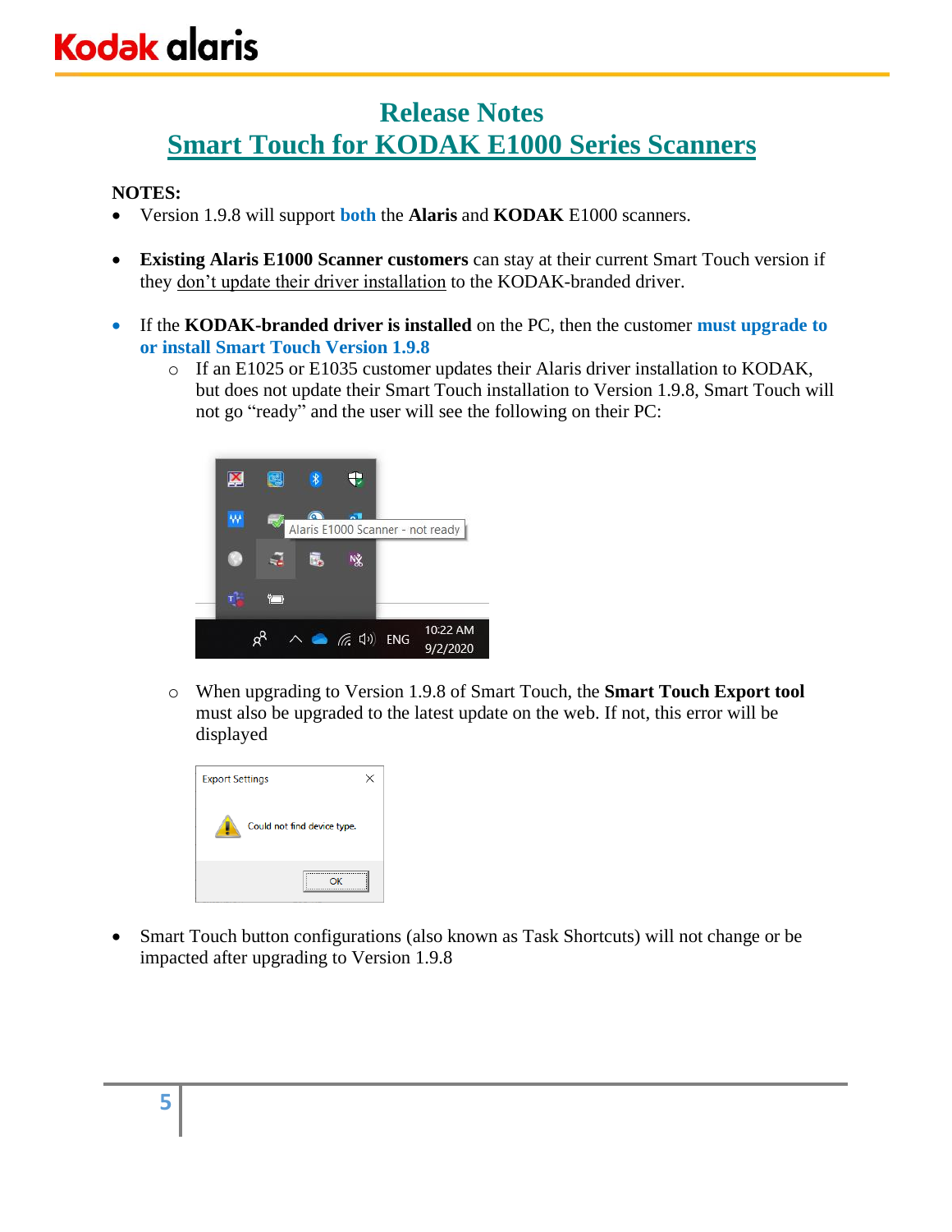# Release Notes
## Smart Touch for KODAK E1000 Series Scanners

**NOTES:**

- Version 1.9.8 will support **both** the **Alaris** and **KODAK** E1000 scanners.

- **Existing Alaris E1000 Scanner customers** can stay at their current Smart Touch version if they don't update their driver installation to the KODAK-branded driver.

- If the **KODAK-branded driver is installed** on the PC, then the customer **must upgrade to or install Smart Touch Version 1.9.8**
  - If an E1025 or E1035 customer updates their Alaris driver installation to KODAK, but does not update their Smart Touch installation to Version 1.9.8, Smart Touch will not go "ready" and the user will see the following on their PC:

  - When upgrading to Version 1.9.8 of Smart Touch, the **Smart Touch Export tool** must also be upgraded to the latest update on the web. If not, this error will be displayed

- Smart Touch button configurations (also known as Task Shortcuts) will not change or be impacted after upgrading to Version 1.9.8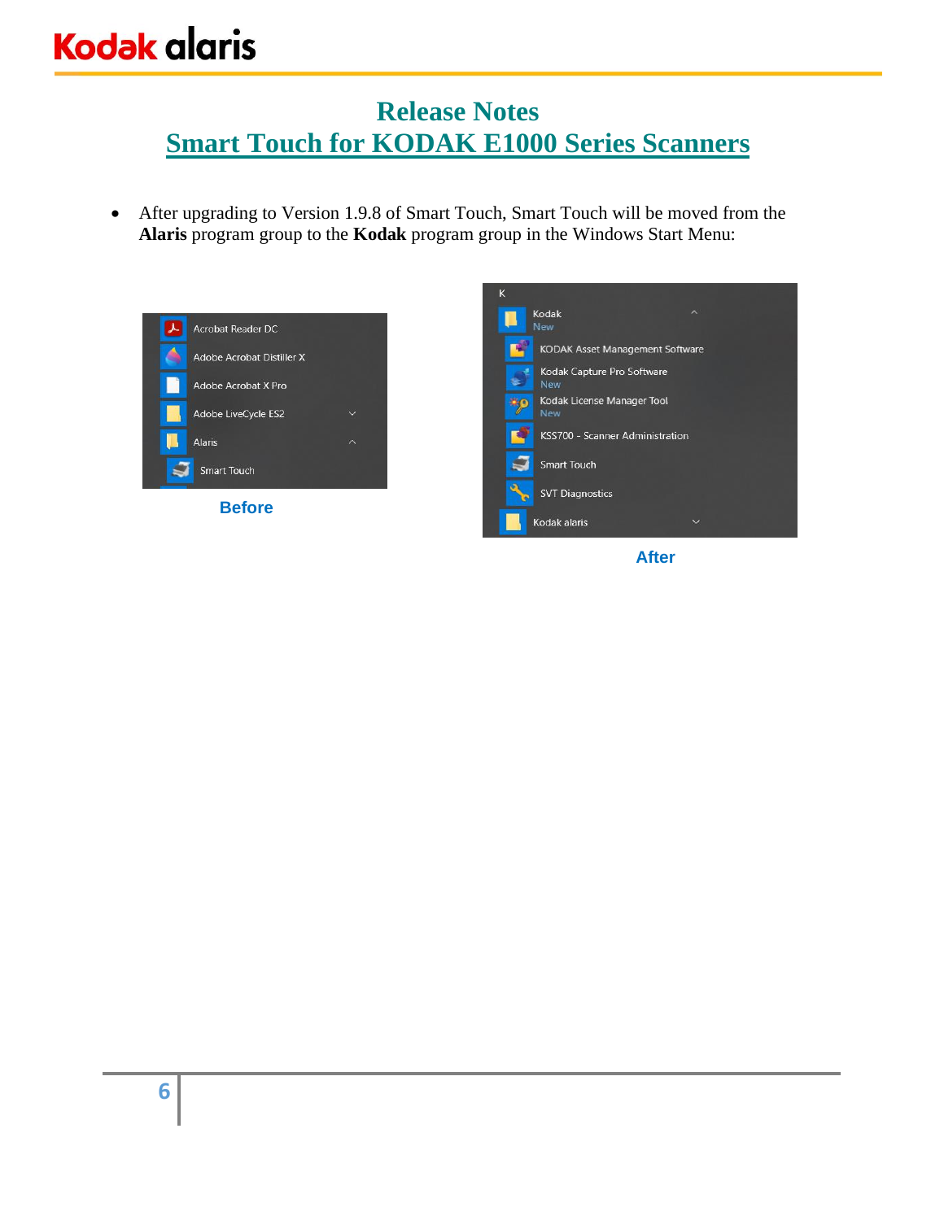# Release Notes

## Smart Touch for KODAK E1000 Series Scanners

- After upgrading to Version 1.9.8 of Smart Touch, Smart Touch will be moved from the **Alaris** program group to the **Kodak** program group in the Windows Start Menu:

Acrobat Reader DC
Adobe Acrobat Distiller X
Adobe Acrobat X Pro
Adobe LiveCycle ES2
Alaris
Smart Touch

**Before**

K
Kodak
New
KODAK Asset Management Software
Kodak Capture Pro Software
New
Kodak License Manager Tool
New
KSS700 - Scanner Administration
Smart Touch
SVT Diagnostics
Kodak alaris

**After**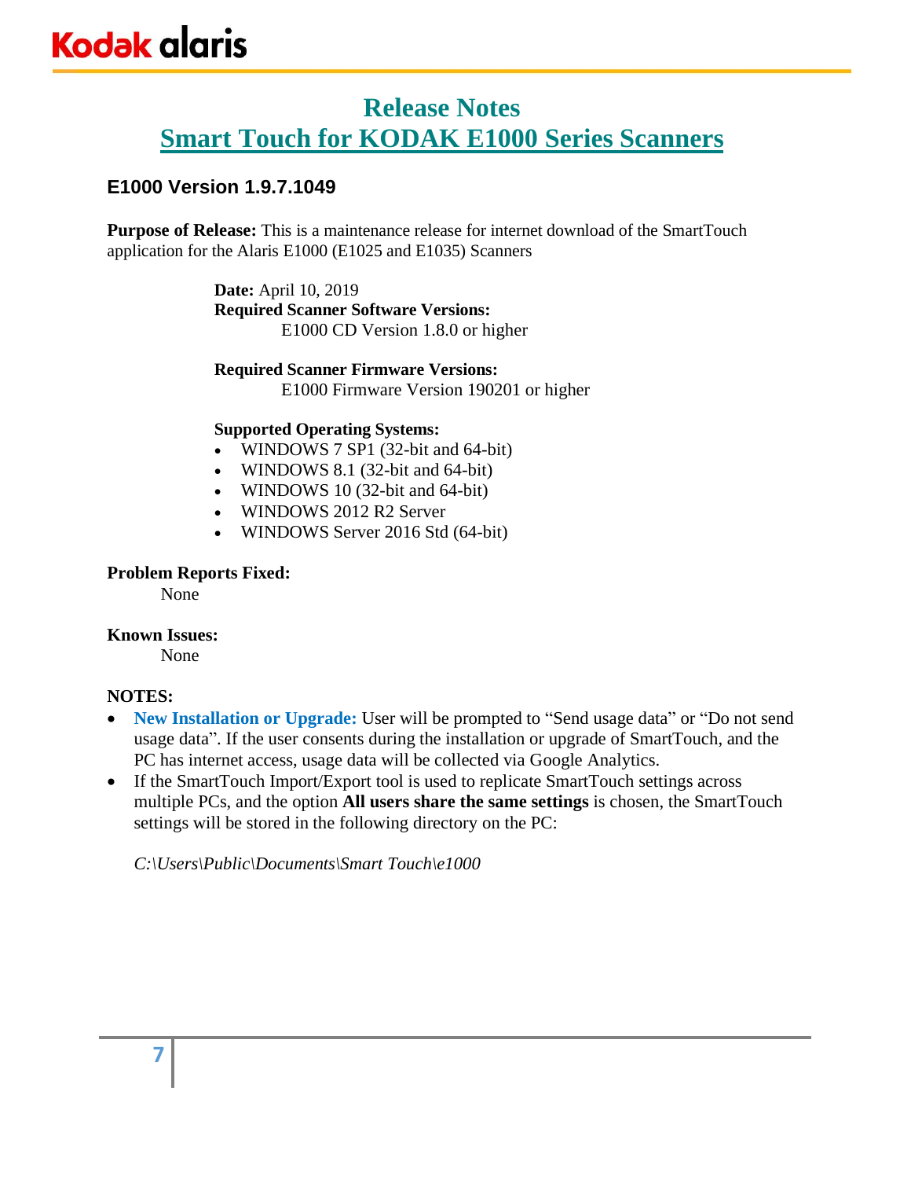# Release Notes

# Smart Touch for KODAK E1000 Series Scanners

## E1000 Version 1.9.7.1049

**Purpose of Release:** This is a maintenance release for internet download of the SmartTouch application for the Alaris E1000 (E1025 and E1035) Scanners

**Date:** April 10, 2019

**Required Scanner Software Versions:**

E1000 CD Version 1.8.0 or higher

**Required Scanner Firmware Versions:**

E1000 Firmware Version 190201 or higher

**Supported Operating Systems:**

- WINDOWS 7 SP1 (32-bit and 64-bit)
- WINDOWS 8.1 (32-bit and 64-bit)
- WINDOWS 10 (32-bit and 64-bit)
- WINDOWS 2012 R2 Server
- WINDOWS Server 2016 Std (64-bit)

**Problem Reports Fixed:**

None

**Known Issues:**

None

**NOTES:**

- **New Installation or Upgrade:** User will be prompted to "Send usage data" or "Do not send usage data". If the user consents during the installation or upgrade of SmartTouch, and the PC has internet access, usage data will be collected via Google Analytics.
- If the SmartTouch Import/Export tool is used to replicate SmartTouch settings across multiple PCs, and the option **All users share the same settings** is chosen, the SmartTouch settings will be stored in the following directory on the PC:

  *C:\Users\Public\Documents\Smart Touch\e1000*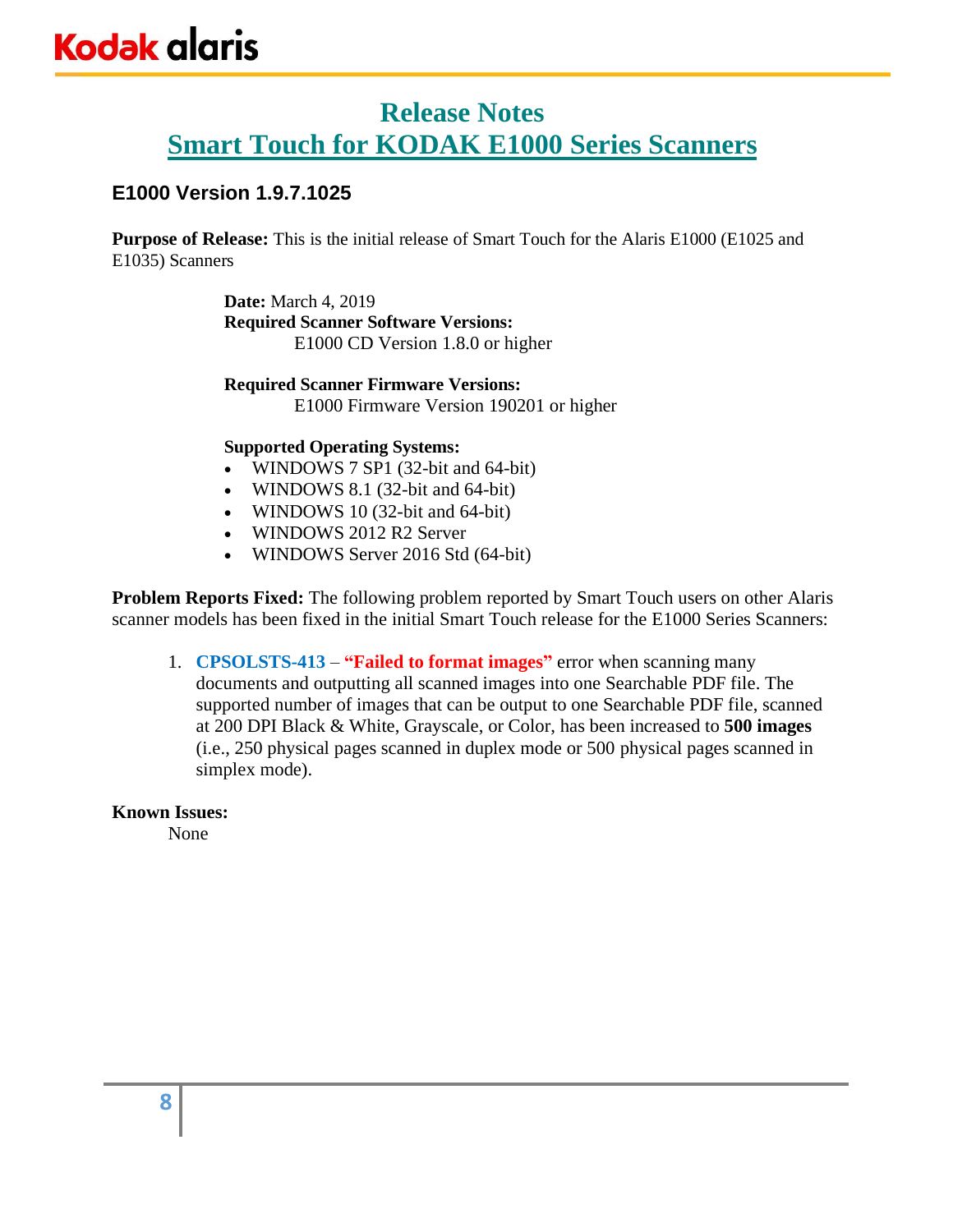# Release Notes

# Smart Touch for KODAK E1000 Series Scanners

## E1000 Version 1.9.7.1025

**Purpose of Release:** This is the initial release of Smart Touch for the Alaris E1000 (E1025 and E1035) Scanners

**Date:** March 4, 2019

**Required Scanner Software Versions:**

E1000 CD Version 1.8.0 or higher

**Required Scanner Firmware Versions:**

E1000 Firmware Version 190201 or higher

**Supported Operating Systems:**

- WINDOWS 7 SP1 (32-bit and 64-bit)
- WINDOWS 8.1 (32-bit and 64-bit)
- WINDOWS 10 (32-bit and 64-bit)
- WINDOWS 2012 R2 Server
- WINDOWS Server 2016 Std (64-bit)

**Problem Reports Fixed:** The following problem reported by Smart Touch users on other Alaris scanner models has been fixed in the initial Smart Touch release for the E1000 Series Scanners:

1. **CPSOLSTS-413** – **"Failed to format images"** error when scanning many documents and outputting all scanned images into one Searchable PDF file. The supported number of images that can be output to one Searchable PDF file, scanned at 200 DPI Black & White, Grayscale, or Color, has been increased to **500 images** (i.e., 250 physical pages scanned in duplex mode or 500 physical pages scanned in simplex mode).

**Known Issues:**

None